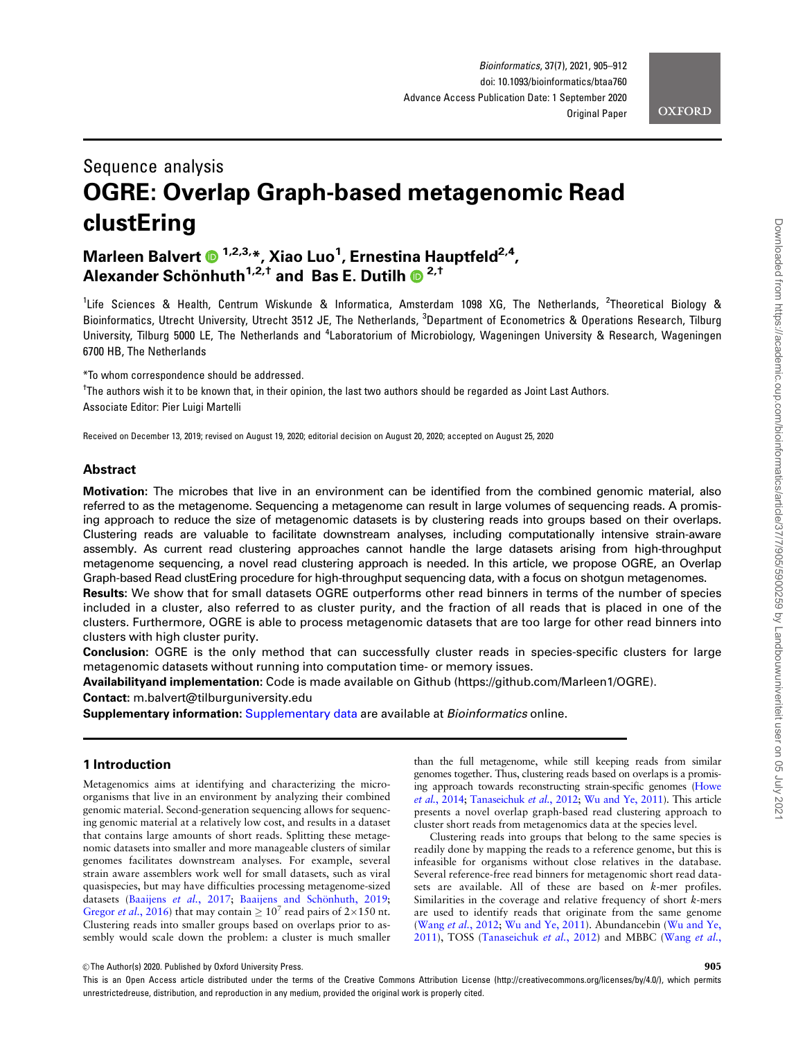Sequence analysis

# OGRE: Overlap Graph-based metagenomic Read clustEring

**Marleen Balvert[1,2,3,*], Xiao Luo[1], Ernestina Hauptfeld[2,4], Alexander Schönhuth[1,2,†] and Bas E. Dutilh[2,†]**

[1]Life Sciences & Health, Centrum Wiskunde & Informatica, Amsterdam 1098 XG, The Netherlands, [2]Theoretical Biology & Bioinformatics, Utrecht University, Utrecht 3512 JE, The Netherlands, [3]Department of Econometrics & Operations Research, Tilburg University, Tilburg 5000 LE, The Netherlands and [4]Laboratorium of Microbiology, Wageningen University & Research, Wageningen 6700 HB, The Netherlands

*To whom correspondence should be addressed.

†The authors wish it to be known that, in their opinion, the last two authors should be regarded as Joint Last Authors.

Associate Editor: Pier Luigi Martelli

Received on December 13, 2019; revised on August 19, 2020; editorial decision on August 20, 2020; accepted on August 25, 2020

## Abstract

**Motivation:** The microbes that live in an environment can be identified from the combined genomic material, also referred to as the metagenome. Sequencing a metagenome can result in large volumes of sequencing reads. A promising approach to reduce the size of metagenomic datasets is by clustering reads into groups based on their overlaps. Clustering reads are valuable to facilitate downstream analyses, including computationally intensive strain-aware assembly. As current read clustering approaches cannot handle the large datasets arising from high-throughput metagenome sequencing, a novel read clustering approach is needed. In this article, we propose OGRE, an Overlap Graph-based Read clustEring procedure for high-throughput sequencing data, with a focus on shotgun metagenomes.

**Results:** We show that for small datasets OGRE outperforms other read binners in terms of the number of species included in a cluster, also referred to as cluster purity, and the fraction of all reads that is placed in one of the clusters. Furthermore, OGRE is able to process metagenomic datasets that are too large for other read binners into clusters with high cluster purity.

**Conclusion:** OGRE is the only method that can successfully cluster reads in species-specific clusters for large metagenomic datasets without running into computation time- or memory issues.

**Availabilityand implementation:** Code is made available on Github (https://github.com/Marleen1/OGRE).

**Contact:** m.balvert@tilburguniversity.edu

**Supplementary information:** Supplementary data are available at *Bioinformatics* online.

## 1 Introduction

Metagenomics aims at identifying and characterizing the microorganisms that live in an environment by analyzing their combined genomic material. Second-generation sequencing allows for sequencing genomic material at a relatively low cost, and results in a dataset that contains large amounts of short reads. Splitting these metagenomic datasets into smaller and more manageable clusters of similar genomes facilitates downstream analyses. For example, several strain aware assemblers work well for small datasets, such as viral quasispecies, but may have difficulties processing metagenome-sized datasets (Baaijens *et al.*, 2017; Baaijens and Schönhuth, 2019; Gregor *et al.*, 2016) that may contain $\geq 10^7$ read pairs of $2 \times 150$ nt. Clustering reads into smaller groups based on overlaps prior to assembly would scale down the problem: a cluster is much smaller than the full metagenome, while still keeping reads from similar genomes together. Thus, clustering reads based on overlaps is a promising approach towards reconstructing strain-specific genomes (Howe *et al.*, 2014; Tanaseichuk *et al.*, 2012; Wu and Ye, 2011). This article presents a novel overlap graph-based read clustering approach to cluster short reads from metagenomics data at the species level.

Clustering reads into groups that belong to the same species is readily done by mapping the reads to a reference genome, but this is infeasible for organisms without close relatives in the database. Several reference-free read binners for metagenomic short read datasets are available. All of these are based on *k*-mer profiles. Similarities in the coverage and relative frequency of short *k*-mers are used to identify reads that originate from the same genome (Wang *et al.*, 2012; Wu and Ye, 2011). Abundancebin (Wu and Ye, 2011), TOSS (Tanaseichuk *et al.*, 2012) and MBBC (Wang *et al.*,

© The Author(s) 2020. Published by Oxford University Press.

This is an Open Access article distributed under the terms of the Creative Commons Attribution License (http://creativecommons.org/licenses/by/4.0/), which permits unrestrictedreuse, distribution, and reproduction in any medium, provided the original work is properly cited.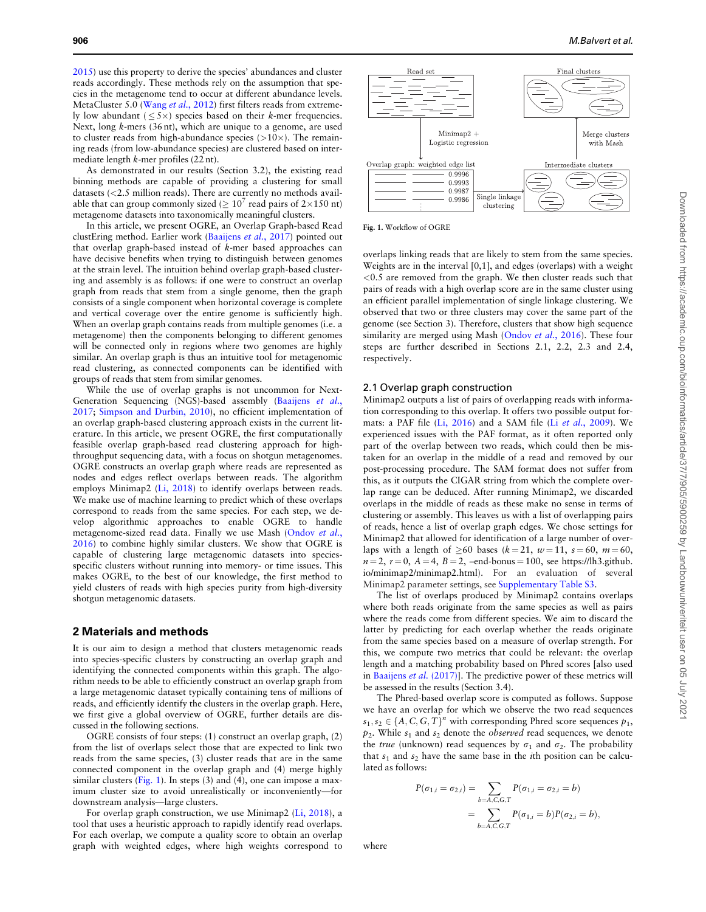2015) use this property to derive the species' abundances and cluster reads accordingly. These methods rely on the assumption that species in the metagenome tend to occur at different abundance levels. MetaCluster 5.0 (Wang *et al.*, 2012) first filters reads from extremely low abundant ($\leq 5\times$) species based on their $k$-mer frequencies. Next, long $k$-mers (36 nt), which are unique to a genome, are used to cluster reads from high-abundance species ($>10\times$). The remaining reads (from low-abundance species) are clustered based on intermediate length $k$-mer profiles (22 nt).

As demonstrated in our results (Section 3.2), the existing read binning methods are capable of providing a clustering for small datasets (<2.5 million reads). There are currently no methods available that can group commonly sized ($\geq 10^7$ read pairs of $2\times150$ nt) metagenome datasets into taxonomically meaningful clusters.

In this article, we present OGRE, an Overlap Graph-based Read clustEring method. Earlier work (Baaijens *et al.*, 2017) pointed out that overlap graph-based instead of $k$-mer based approaches can have decisive benefits when trying to distinguish between genomes at the strain level. The intuition behind overlap graph-based clustering and assembly is as follows: if one were to construct an overlap graph from reads that stem from a single genome, then the graph consists of a single component when horizontal coverage is complete and vertical coverage over the entire genome is sufficiently high. When an overlap graph contains reads from multiple genomes (i.e. a metagenome) then the components belonging to different genomes will be connected only in regions where two genomes are highly similar. An overlap graph is thus an intuitive tool for metagenomic read clustering, as connected components can be identified with groups of reads that stem from similar genomes.

While the use of overlap graphs is not uncommon for Next-Generation Sequencing (NGS)-based assembly (Baaijens *et al.*, 2017; Simpson and Durbin, 2010), no efficient implementation of an overlap graph-based clustering approach exists in the current literature. In this article, we present OGRE, the first computationally feasible overlap graph-based read clustering approach for high-throughput sequencing data, with a focus on shotgun metagenomes. OGRE constructs an overlap graph where reads are represented as nodes and edges reflect overlaps between reads. The algorithm employs Minimap2 (Li, 2018) to identify overlaps between reads. We make use of machine learning to predict which of these overlaps correspond to reads from the same species. For each step, we develop algorithmic approaches to enable OGRE to handle metagenome-sized read data. Finally we use Mash (Ondov *et al.*, 2016) to combine highly similar clusters. We show that OGRE is capable of clustering large metagenomic datasets into species-specific clusters without running into memory- or time issues. This makes OGRE, to the best of our knowledge, the first method to yield clusters of reads with high species purity from high-diversity shotgun metagenomic datasets.

## 2 Materials and methods

It is our aim to design a method that clusters metagenomic reads into species-specific clusters by constructing an overlap graph and identifying the connected components within this graph. The algorithm needs to be able to efficiently construct an overlap graph from a large metagenomic dataset typically containing tens of millions of reads, and efficiently identify the clusters in the overlap graph. Here, we first give a global overview of OGRE, further details are discussed in the following sections.

OGRE consists of four steps: (1) construct an overlap graph, (2) from the list of overlaps select those that are expected to link two reads from the same species, (3) cluster reads that are in the same connected component in the overlap graph and (4) merge highly similar clusters (Fig. 1). In steps (3) and (4), one can impose a maximum cluster size to avoid unrealistically or inconveniently—for downstream analysis—large clusters.

For overlap graph construction, we use Minimap2 (Li, 2018), a tool that uses a heuristic approach to rapidly identify read overlaps. For each overlap, we compute a quality score to obtain an overlap graph with weighted edges, where high weights correspond to overlaps linking reads that are likely to stem from the same species. Weights are in the interval [0,1], and edges (overlaps) with a weight <0.5 are removed from the graph. We then cluster reads such that pairs of reads with a high overlap score are in the same cluster using an efficient parallel implementation of single linkage clustering. We observed that two or three clusters may cover the same part of the genome (see Section 3). Therefore, clusters that show high sequence similarity are merged using Mash (Ondov *et al.*, 2016). These four steps are further described in Sections 2.1, 2.2, 2.3 and 2.4, respectively.

Read set

Final clusters

Minimap2 + Logistic regression

Merge clusters with Mash

Overlap graph: weighted edge list

0.9996
0.9993
0.9987
0.9986

Single linkage clustering

Intermediate clusters

**Fig. 1.** Workflow of OGRE

### 2.1 Overlap graph construction

Minimap2 outputs a list of pairs of overlapping reads with information corresponding to this overlap. It offers two possible output formats: a PAF file (Li, 2016) and a SAM file (Li *et al.*, 2009). We experienced issues with the PAF format, as it often reported only part of the overlap between two reads, which could then be mistaken for an overlap in the middle of a read and removed by our post-processing procedure. The SAM format does not suffer from this, as it outputs the CIGAR string from which the complete overlap range can be deduced. After running Minimap2, we discarded overlaps in the middle of reads as these make no sense in terms of clustering or assembly. This leaves us with a list of overlapping pairs of reads, hence a list of overlap graph edges. We chose settings for Minimap2 that allowed for identification of a large number of overlaps with a length of $\geq$60 bases ($k=21$, $w=11$, $s=60$, $m=60$, $n=2$, $r=0$, $A=4$, $B=2$, –end-bonus = 100, see https://lh3.github.io/minimap2/minimap2.html). For an evaluation of several Minimap2 parameter settings, see Supplementary Table S3.

The list of overlaps produced by Minimap2 contains overlaps where both reads originate from the same species as well as pairs where the reads come from different species. We aim to discard the latter by predicting for each overlap whether the reads originate from the same species based on a measure of overlap strength. For this, we compute two metrics that could be relevant: the overlap length and a matching probability based on Phred scores [also used in Baaijens *et al.* (2017)]. The predictive power of these metrics will be assessed in the results (Section 3.4).

The Phred-based overlap score is computed as follows. Suppose we have an overlap for which we observe the two read sequences $s_1, s_2 \in \{A, C, G, T\}^n$ with corresponding Phred score sequences $p_1$, $p_2$. While $s_1$ and $s_2$ denote the *observed* read sequences, we denote the *true* (unknown) read sequences by $\sigma_1$ and $\sigma_2$. The probability that $s_1$ and $s_2$ have the same base in the $i$th position can be calculated as follows:

$$
\begin{aligned}
P(\sigma_{1,i} = \sigma_{2,i}) &= \sum_{b=A,C,G,T} P(\sigma_{1,i} = \sigma_{2,i} = b) \\
&= \sum_{b=A,C,G,T} P(\sigma_{1,i} = b) P(\sigma_{2,i} = b),
\end{aligned}
$$

where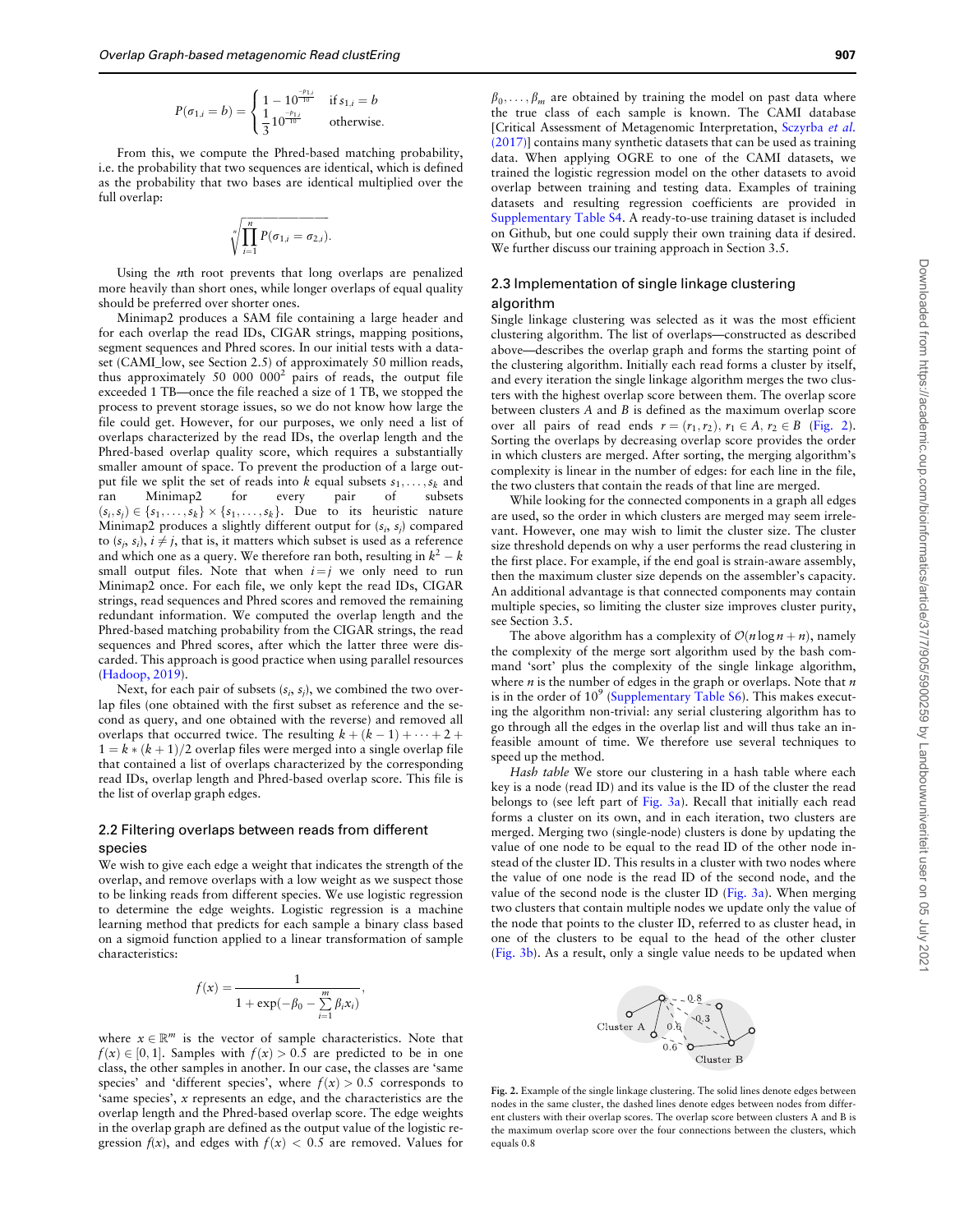$$P(\sigma_{1,i} = b) = \begin{cases} 1 - 10^{\frac{-p_{1,i}}{10}} & \text{if } s_{1,i} = b \\ \frac{1}{3} 10^{\frac{-p_{1,i}}{10}} & \text{otherwise.} \end{cases}$$

From this, we compute the Phred-based matching probability, i.e. the probability that two sequences are identical, which is defined as the probability that two bases are identical multiplied over the full overlap:

$$\sqrt[n]{\prod_{i=1}^{n} P(\sigma_{1,i} = \sigma_{2,i})}.$$

Using the $n$th root prevents that long overlaps are penalized more heavily than short ones, while longer overlaps of equal quality should be preferred over shorter ones.

Minimap2 produces a SAM file containing a large header and for each overlap the read IDs, CIGAR strings, mapping positions, segment sequences and Phred scores. In our initial tests with a dataset (CAMI_low, see Section 2.5) of approximately 50 million reads, thus approximately 50 000 000$^2$ pairs of reads, the output file exceeded 1 TB—once the file reached a size of 1 TB, we stopped the process to prevent storage issues, so we do not know how large the file could get. However, for our purposes, we only need a list of overlaps characterized by the read IDs, the overlap length and the Phred-based overlap quality score, which requires a substantially smaller amount of space. To prevent the production of a large output file we split the set of reads into $k$ equal subsets $s_1, \ldots, s_k$ and ran Minimap2 for every pair of subsets $(s_i, s_j) \in \{s_1, \ldots, s_k\} \times \{s_1, \ldots, s_k\}$. Due to its heuristic nature Minimap2 produces a slightly different output for $(s_i, s_j)$ compared to $(s_j, s_i)$, $i \neq j$, that is, it matters which subset is used as a reference and which one as a query. We therefore ran both, resulting in $k^2 - k$ small output files. Note that when $i = j$ we only need to run Minimap2 once. For each file, we only kept the read IDs, CIGAR strings, read sequences and Phred scores and removed the remaining redundant information. We computed the overlap length and the Phred-based matching probability from the CIGAR strings, the read sequences and Phred scores, after which the latter three were discarded. This approach is good practice when using parallel resources (Hadoop, 2019).

Next, for each pair of subsets $(s_i, s_j)$, we combined the two overlap files (one obtained with the first subset as reference and the second as query, and one obtained with the reverse) and removed all overlaps that occurred twice. The resulting $k + (k-1) + \cdots + 2 + 1 = k * (k+1)/2$ overlap files were merged into a single overlap file that contained a list of overlaps characterized by the corresponding read IDs, overlap length and Phred-based overlap score. This file is the list of overlap graph edges.

## 2.2 Filtering overlaps between reads from different species

We wish to give each edge a weight that indicates the strength of the overlap, and remove overlaps with a low weight as we suspect those to be linking reads from different species. We use logistic regression to determine the edge weights. Logistic regression is a machine learning method that predicts for each sample a binary class based on a sigmoid function applied to a linear transformation of sample characteristics:

$$f(x) = \frac{1}{1 + \exp(-\beta_0 - \sum_{i=1}^{m} \beta_i x_i)},$$

where $x \in \mathbb{R}^m$ is the vector of sample characteristics. Note that $f(x) \in [0, 1]$. Samples with $f(x) > 0.5$ are predicted to be in one class, the other samples in another. In our case, the classes are 'same species' and 'different species', where $f(x) > 0.5$ corresponds to 'same species', $x$ represents an edge, and the characteristics are the overlap length and the Phred-based overlap score. The edge weights in the overlap graph are defined as the output value of the logistic regression $f(x)$, and edges with $f(x) < 0.5$ are removed. Values for $\beta_0, \ldots, \beta_m$ are obtained by training the model on past data where the true class of each sample is known. The CAMI database [Critical Assessment of Metagenomic Interpretation, Sczyrba *et al.* (2017)] contains many synthetic datasets that can be used as training data. When applying OGRE to one of the CAMI datasets, we trained the logistic regression model on the other datasets to avoid overlap between training and testing data. Examples of training datasets and resulting regression coefficients are provided in Supplementary Table S4. A ready-to-use training dataset is included on Github, but one could supply their own training data if desired. We further discuss our training approach in Section 3.5.

## 2.3 Implementation of single linkage clustering algorithm

Single linkage clustering was selected as it was the most efficient clustering algorithm. The list of overlaps—constructed as described above—describes the overlap graph and forms the starting point of the clustering algorithm. Initially each read forms a cluster by itself, and every iteration the single linkage algorithm merges the two clusters with the highest overlap score between them. The overlap score between clusters $A$ and $B$ is defined as the maximum overlap score over all pairs of read ends $r = (r_1, r_2)$, $r_1 \in A$, $r_2 \in B$ (Fig. 2). Sorting the overlaps by decreasing overlap score provides the order in which clusters are merged. After sorting, the merging algorithm's complexity is linear in the number of edges: for each line in the file, the two clusters that contain the reads of that line are merged.

While looking for the connected components in a graph all edges are used, so the order in which clusters are merged may seem irrelevant. However, one may wish to limit the cluster size. The cluster size threshold depends on why a user performs the read clustering in the first place. For example, if the end goal is strain-aware assembly, then the maximum cluster size depends on the assembler's capacity. An additional advantage is that connected components may contain multiple species, so limiting the cluster size improves cluster purity, see Section 3.5.

The above algorithm has a complexity of $\mathcal{O}(n \log n + n)$, namely the complexity of the merge sort algorithm used by the bash command 'sort' plus the complexity of the single linkage algorithm, where $n$ is the number of edges in the graph or overlaps. Note that $n$ is in the order of $10^9$ (Supplementary Table S6). This makes executing the algorithm non-trivial: any serial clustering algorithm has to go through all the edges in the overlap list and will thus take an infeasible amount of time. We therefore use several techniques to speed up the method.

*Hash table* We store our clustering in a hash table where each key is a node (read ID) and its value is the ID of the cluster the read belongs to (see left part of Fig. 3a). Recall that initially each read forms a cluster on its own, and in each iteration, two clusters are merged. Merging two (single-node) clusters is done by updating the value of one node to be equal to the read ID of the other node instead of the cluster ID. This results in a cluster with two nodes where the value of one node is the read ID of the second node, and the value of the second node is the cluster ID (Fig. 3a). When merging two clusters that contain multiple nodes we update only the value of the node that points to the cluster ID, referred to as cluster head, in one of the clusters to be equal to the head of the other cluster (Fig. 3b). As a result, only a single value needs to be updated when

0.8
0.3
Cluster A
0.6
0.6
Cluster B

**Fig. 2.** Example of the single linkage clustering. The solid lines denote edges between nodes in the same cluster, the dashed lines denote edges between nodes from different clusters with their overlap scores. The overlap score between clusters A and B is the maximum overlap score over the four connections between the clusters, which equals 0.8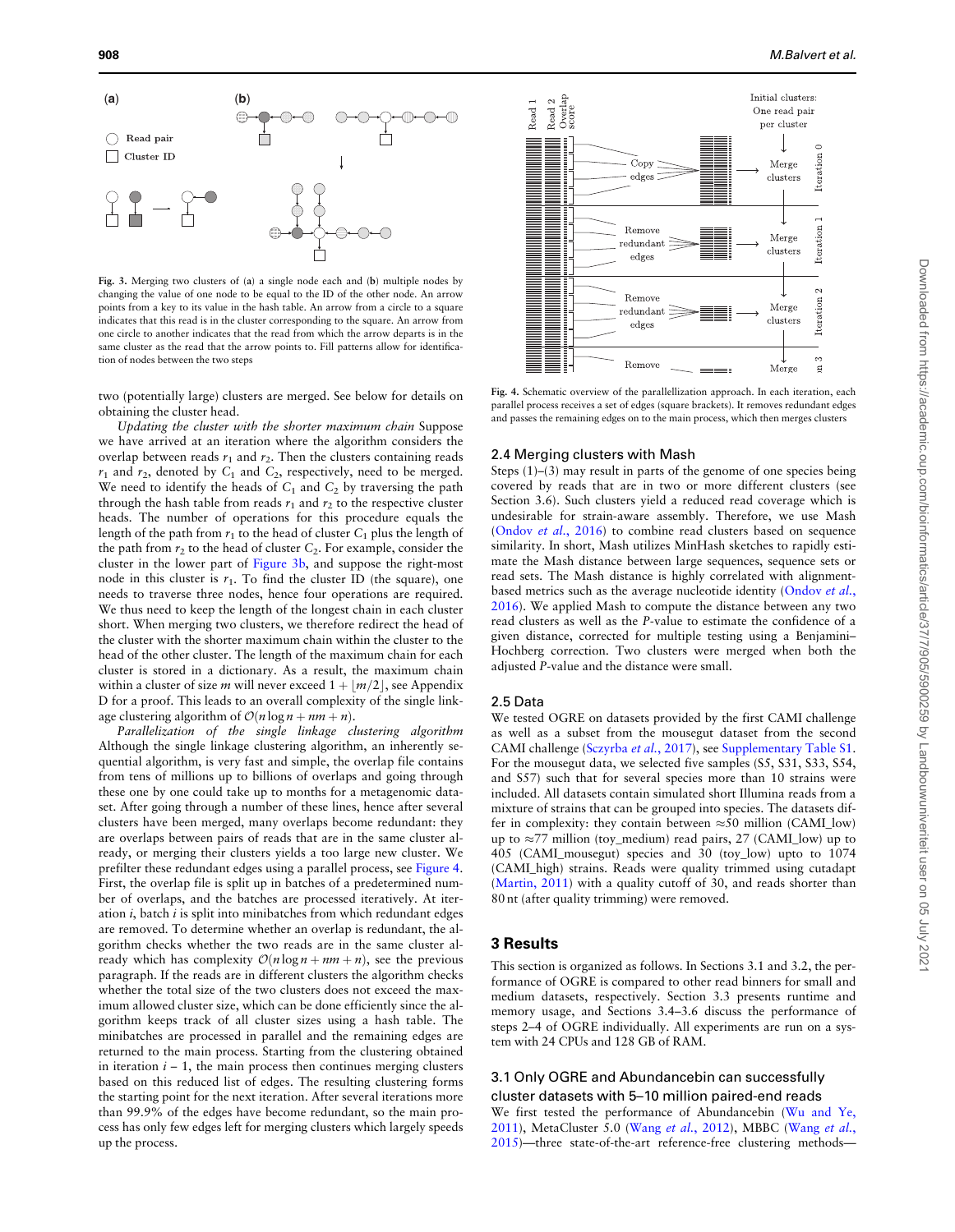(a)

Read pair

Cluster ID

(b)

Fig. 3. Merging two clusters of (a) a single node each and (b) multiple nodes by changing the value of one node to be equal to the ID of the other node. An arrow points from a key to its value in the hash table. An arrow from a circle to a square indicates that this read is in the cluster corresponding to the square. An arrow from one circle to another indicates that the read from which the arrow departs is in the same cluster as the read that the arrow points to. Fill patterns allow for identification of nodes between the two steps

two (potentially large) clusters are merged. See below for details on obtaining the cluster head.

*Updating the cluster with the shorter maximum chain* Suppose we have arrived at an iteration where the algorithm considers the overlap between reads $r_1$ and $r_2$. Then the clusters containing reads $r_1$ and $r_2$, denoted by $C_1$ and $C_2$, respectively, need to be merged. We need to identify the heads of $C_1$ and $C_2$ by traversing the path through the hash table from reads $r_1$ and $r_2$ to the respective cluster heads. The number of operations for this procedure equals the length of the path from $r_1$ to the head of cluster $C_1$ plus the length of the path from $r_2$ to the head of cluster $C_2$. For example, consider the cluster in the lower part of Figure 3b, and suppose the right-most node in this cluster is $r_1$. To find the cluster ID (the square), one needs to traverse three nodes, hence four operations are required. We thus need to keep the length of the longest chain in each cluster short. When merging two clusters, we therefore redirect the head of the cluster with the shorter maximum chain within the cluster to the head of the other cluster. The length of the maximum chain for each cluster is stored in a dictionary. As a result, the maximum chain within a cluster of size $m$ will never exceed $1 + \lfloor m/2 \rfloor$, see Appendix D for a proof. This leads to an overall complexity of the single linkage clustering algorithm of $\mathcal{O}(n \log n + nm + n)$.

*Parallelization of the single linkage clustering algorithm* Although the single linkage clustering algorithm, an inherently sequential algorithm, is very fast and simple, the overlap file contains from tens of millions up to billions of overlaps and going through these one by one could take up to months for a metagenomic dataset. After going through a number of these lines, hence after several clusters have been merged, many overlaps become redundant: they are overlaps between pairs of reads that are in the same cluster already, or merging their clusters yields a too large new cluster. We prefilter these redundant edges using a parallel process, see Figure 4. First, the overlap file is split up in batches of a predetermined number of overlaps, and the batches are processed iteratively. At iteration $i$, batch $i$ is split into minibatches from which redundant edges are removed. To determine whether an overlap is redundant, the algorithm checks whether the two reads are in the same cluster already which has complexity $\mathcal{O}(n \log n + nm + n)$, see the previous paragraph. If the reads are in different clusters the algorithm checks whether the total size of the two clusters does not exceed the maximum allowed cluster size, which can be done efficiently since the algorithm keeps track of all cluster sizes using a hash table. The minibatches are processed in parallel and the remaining edges are returned to the main process. Starting from the clustering obtained in iteration $i - 1$, the main process then continues merging clusters based on this reduced list of edges. The resulting clustering forms the starting point for the next iteration. After several iterations more than 99.9% of the edges have become redundant, so the main process has only few edges left for merging clusters which largely speeds up the process.

Read 1
Read 2
Overlap score

Initial clusters: One read pair per cluster

Copy edges

Merge clusters

Iteration 0

Remove redundant edges

Merge clusters

Iteration 1

Remove redundant edges

Merge clusters

Iteration 2

Remove

Merge

Iteration 3

Fig. 4. Schematic overview of the parallellization approach. In each iteration, each parallel process receives a set of edges (square brackets). It removes redundant edges and passes the remaining edges on to the main process, which then merges clusters

### 2.4 Merging clusters with Mash

Steps (1)–(3) may result in parts of the genome of one species being covered by reads that are in two or more different clusters (see Section 3.6). Such clusters yield a reduced read coverage which is undesirable for strain-aware assembly. Therefore, we use Mash (Ondov *et al.*, 2016) to combine read clusters based on sequence similarity. In short, Mash utilizes MinHash sketches to rapidly estimate the Mash distance between large sequences, sequence sets or read sets. The Mash distance is highly correlated with alignment-based metrics such as the average nucleotide identity (Ondov *et al.*, 2016). We applied Mash to compute the distance between any two read clusters as well as the *P*-value to estimate the confidence of a given distance, corrected for multiple testing using a Benjamini–Hochberg correction. Two clusters were merged when both the adjusted *P*-value and the distance were small.

### 2.5 Data

We tested OGRE on datasets provided by the first CAMI challenge as well as a subset from the mousegut dataset from the second CAMI challenge (Sczyrba *et al.*, 2017), see Supplementary Table S1. For the mousegut data, we selected five samples (S5, S31, S33, S54, and S57) such that for several species more than 10 strains were included. All datasets contain simulated short Illumina reads from a mixture of strains that can be grouped into species. The datasets differ in complexity: they contain between ≈50 million (CAMI_low) up to ≈77 million (toy_medium) read pairs, 27 (CAMI_low) up to 405 (CAMI_mousegut) species and 30 (toy_low) upto to 1074 (CAMI_high) strains. Reads were quality trimmed using cutadapt (Martin, 2011) with a quality cutoff of 30, and reads shorter than 80 nt (after quality trimming) were removed.

## 3 Results

This section is organized as follows. In Sections 3.1 and 3.2, the performance of OGRE is compared to other read binners for small and medium datasets, respectively. Section 3.3 presents runtime and memory usage, and Sections 3.4–3.6 discuss the performance of steps 2–4 of OGRE individually. All experiments are run on a system with 24 CPUs and 128 GB of RAM.

### 3.1 Only OGRE and Abundancebin can successfully cluster datasets with 5–10 million paired-end reads

We first tested the performance of Abundancebin (Wu and Ye, 2011), MetaCluster 5.0 (Wang *et al.*, 2012), MBBC (Wang *et al.*, 2015)—three state-of-the-art reference-free clustering methods—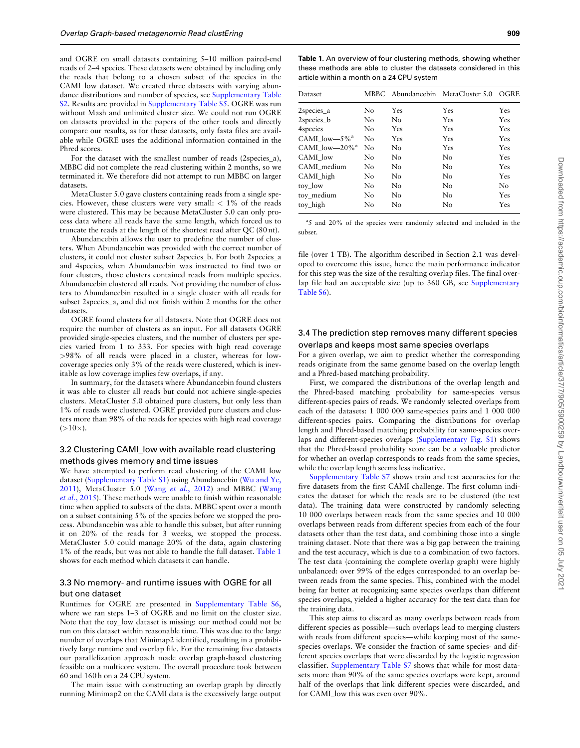and OGRE on small datasets containing 5–10 million paired-end reads of 2–4 species. These datasets were obtained by including only the reads that belong to a chosen subset of the species in the CAMI_low dataset. We created three datasets with varying abundance distributions and number of species, see Supplementary Table S2. Results are provided in Supplementary Table S5. OGRE was run without Mash and unlimited cluster size. We could not run OGRE on datasets provided in the papers of the other tools and directly compare our results, as for these datasets, only fasta files are available while OGRE uses the additional information contained in the Phred scores.

For the dataset with the smallest number of reads (2species_a), MBBC did not complete the read clustering within 2 months, so we terminated it. We therefore did not attempt to run MBBC on larger datasets.

MetaCluster 5.0 gave clusters containing reads from a single species. However, these clusters were very small: < 1% of the reads were clustered. This may be because MetaCluster 5.0 can only process data where all reads have the same length, which forced us to truncate the reads at the length of the shortest read after QC (80 nt).

Abundancebin allows the user to predefine the number of clusters. When Abundancebin was provided with the correct number of clusters, it could not cluster subset 2species_b. For both 2species_a and 4species, when Abundancebin was instructed to find two or four clusters, those clusters contained reads from multiple species. Abundancebin clustered all reads. Not providing the number of clusters to Abundancebin resulted in a single cluster with all reads for subset 2species_a, and did not finish within 2 months for the other datasets.

OGRE found clusters for all datasets. Note that OGRE does not require the number of clusters as an input. For all datasets OGRE provided single-species clusters, and the number of clusters per species varied from 1 to 333. For species with high read coverage >98% of all reads were placed in a cluster, whereas for low-coverage species only 3% of the reads were clustered, which is inevitable as low coverage implies few overlaps, if any.

In summary, for the datasets where Abundancebin found clusters it was able to cluster all reads but could not achieve single-species clusters. MetaCluster 5.0 obtained pure clusters, but only less than 1% of reads were clustered. OGRE provided pure clusters and clusters more than 98% of the reads for species with high read coverage (>10×).

### 3.2 Clustering CAMI_low with available read clustering methods gives memory and time issues

We have attempted to perform read clustering of the CAMI_low dataset (Supplementary Table S1) using Abundancebin (Wu and Ye, 2011), MetaCluster 5.0 (Wang *et al.*, 2012) and MBBC (Wang *et al.*, 2015). These methods were unable to finish within reasonable time when applied to subsets of the data. MBBC spent over a month on a subset containing 5% of the species before we stopped the process. Abundancebin was able to handle this subset, but after running it on 20% of the reads for 3 weeks, we stopped the process. MetaCluster 5.0 could manage 20% of the data, again clustering 1% of the reads, but was not able to handle the full dataset. Table 1 shows for each method which datasets it can handle.

### 3.3 No memory- and runtime issues with OGRE for all but one dataset

Runtimes for OGRE are presented in Supplementary Table S6, where we ran steps 1–3 of OGRE and no limit on the cluster size. Note that the toy_low dataset is missing: our method could not be run on this dataset within reasonable time. This was due to the large number of overlaps that Minimap2 identified, resulting in a prohibitively large runtime and overlap file. For the remaining five datasets our parallelization approach made overlap graph-based clustering feasible on a multicore system. The overall procedure took between 60 and 160 h on a 24 CPU system.

The main issue with constructing an overlap graph by directly running Minimap2 on the CAMI data is the excessively large output file (over 1 TB). The algorithm described in Section 2.1 was developed to overcome this issue, hence the main performance indicator for this step was the size of the resulting overlap files. The final overlap file had an acceptable size (up to 360 GB, see Supplementary Table S6).

**Table 1.** An overview of four clustering methods, showing whether these methods are able to cluster the datasets considered in this article within a month on a 24 CPU system

| Dataset | MBBC | Abundancebin | MetaCluster 5.0 | OGRE |
|---|---|---|---|---|
| 2species_a | No | Yes | Yes | Yes |
| 2species_b | No | No | Yes | Yes |
| 4species | No | Yes | Yes | Yes |
| CAMI_low—5%[a] | No | Yes | Yes | Yes |
| CAMI_low—20%[a] | No | No | Yes | Yes |
| CAMI_low | No | No | No | Yes |
| CAMI_medium | No | No | No | Yes |
| CAMI_high | No | No | No | Yes |
| toy_low | No | No | No | No |
| toy_medium | No | No | No | Yes |
| toy_high | No | No | No | Yes |

[a]5 and 20% of the species were randomly selected and included in the subset.

### 3.4 The prediction step removes many different species overlaps and keeps most same species overlaps

For a given overlap, we aim to predict whether the corresponding reads originate from the same genome based on the overlap length and a Phred-based matching probability.

First, we compared the distributions of the overlap length and the Phred-based matching probability for same-species versus different-species pairs of reads. We randomly selected overlaps from each of the datasets: 1 000 000 same-species pairs and 1 000 000 different-species pairs. Comparing the distributions for overlap length and Phred-based matching probability for same-species overlaps and different-species overlaps (Supplementary Fig. S1) shows that the Phred-based probability score can be a valuable predictor for whether an overlap corresponds to reads from the same species, while the overlap length seems less indicative.

Supplementary Table S7 shows train and test accuracies for the five datasets from the first CAMI challenge. The first column indicates the dataset for which the reads are to be clustered (the test data). The training data were constructed by randomly selecting 10 000 overlaps between reads from the same species and 10 000 overlaps between reads from different species from each of the four datasets other than the test data, and combining those into a single training dataset. Note that there was a big gap between the training and the test accuracy, which is due to a combination of two factors. The test data (containing the complete overlap graph) were highly unbalanced: over 99% of the edges corresponded to an overlap between reads from the same species. This, combined with the model being far better at recognizing same species overlaps than different species overlaps, yielded a higher accuracy for the test data than for the training data.

This step aims to discard as many overlaps between reads from different species as possible—such overlaps lead to merging clusters with reads from different species—while keeping most of the same-species overlaps. We consider the fraction of same species- and different species overlaps that were discarded by the logistic regression classifier. Supplementary Table S7 shows that while for most datasets more than 90% of the same species overlaps were kept, around half of the overlaps that link different species were discarded, and for CAMI_low this was even over 90%.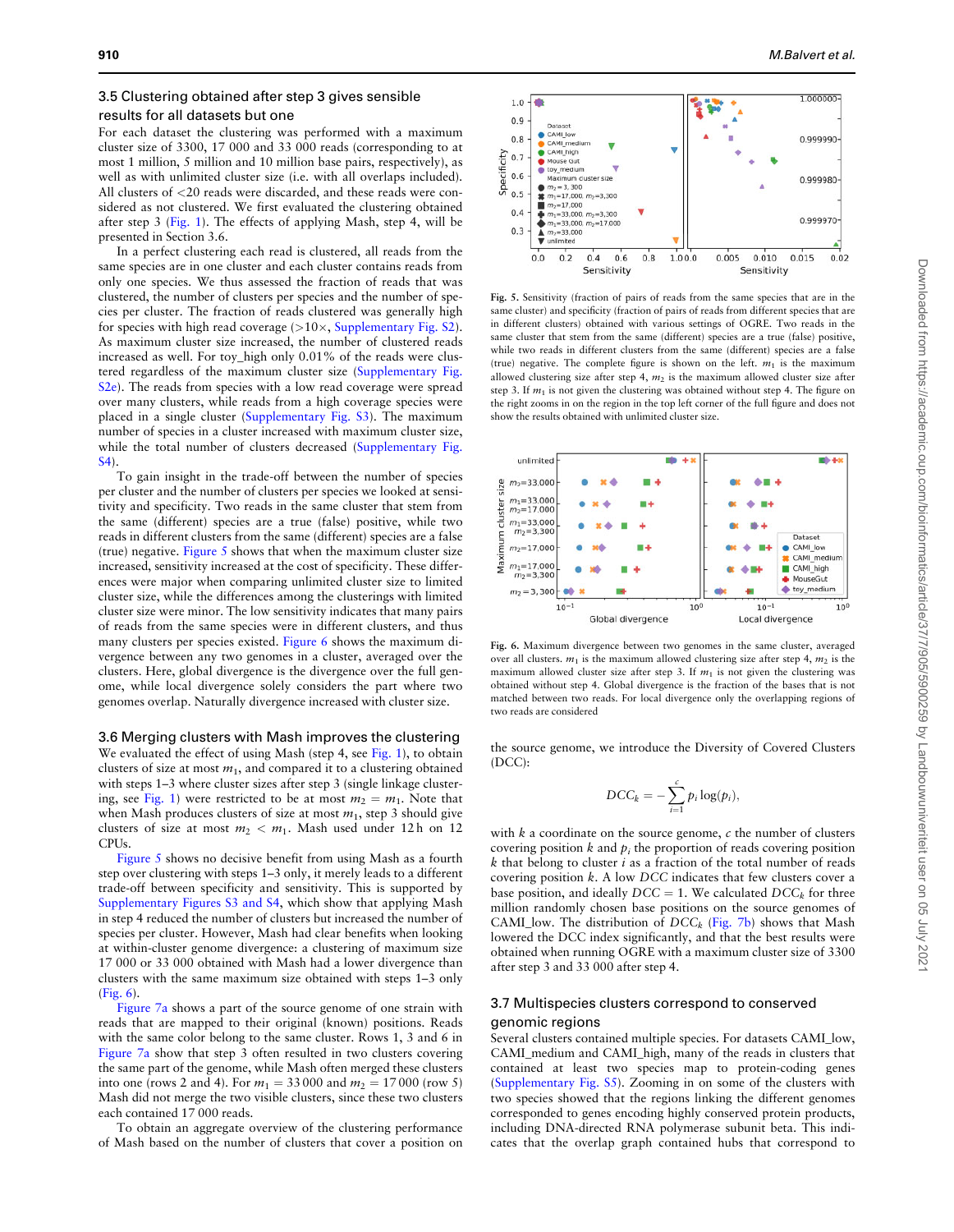## 3.5 Clustering obtained after step 3 gives sensible results for all datasets but one

For each dataset the clustering was performed with a maximum cluster size of 3300, 17 000 and 33 000 reads (corresponding to at most 1 million, 5 million and 10 million base pairs, respectively), as well as with unlimited cluster size (i.e. with all overlaps included). All clusters of <20 reads were discarded, and these reads were considered as not clustered. We first evaluated the clustering obtained after step 3 (Fig. 1). The effects of applying Mash, step 4, will be presented in Section 3.6.

In a perfect clustering each read is clustered, all reads from the same species are in one cluster and each cluster contains reads from only one species. We thus assessed the fraction of reads that was clustered, the number of clusters per species and the number of species per cluster. The fraction of reads clustered was generally high for species with high read coverage (>10×, Supplementary Fig. S2). As maximum cluster size increased, the number of clustered reads increased as well. For toy_high only 0.01% of the reads were clustered regardless of the maximum cluster size (Supplementary Fig. S2e). The reads from species with a low read coverage were spread over many clusters, while reads from a high coverage species were placed in a single cluster (Supplementary Fig. S3). The maximum number of species in a cluster increased with maximum cluster size, while the total number of clusters decreased (Supplementary Fig. S4).

To gain insight in the trade-off between the number of species per cluster and the number of clusters per species we looked at sensitivity and specificity. Two reads in the same cluster that stem from the same (different) species are a true (false) positive, while two reads in different clusters from the same (different) species are a false (true) negative. Figure 5 shows that when the maximum cluster size increased, sensitivity increased at the cost of specificity. These differences were major when comparing unlimited cluster size to limited cluster size, while the differences among the clusterings with limited cluster size were minor. The low sensitivity indicates that many pairs of reads from the same species were in different clusters, and thus many clusters per species existed. Figure 6 shows the maximum divergence between any two genomes in a cluster, averaged over the clusters. Here, global divergence is the divergence over the full genome, while local divergence solely considers the part where two genomes overlap. Naturally divergence increased with cluster size.

## 3.6 Merging clusters with Mash improves the clustering

We evaluated the effect of using Mash (step 4, see Fig. 1), to obtain clusters of size at most $m_1$, and compared it to a clustering obtained with steps 1–3 where cluster sizes after step 3 (single linkage clustering, see Fig. 1) were restricted to be at most $m_2 = m_1$. Note that when Mash produces clusters of size at most $m_1$, step 3 should give clusters of size at most $m_2 < m_1$. Mash used under 12 h on 12 CPUs.

Figure 5 shows no decisive benefit from using Mash as a fourth step over clustering with steps 1–3 only, it merely leads to a different trade-off between specificity and sensitivity. This is supported by Supplementary Figures S3 and S4, which show that applying Mash in step 4 reduced the number of clusters but increased the number of species per cluster. However, Mash had clear benefits when looking at within-cluster genome divergence: a clustering of maximum size 17 000 or 33 000 obtained with Mash had a lower divergence than clusters with the same maximum size obtained with steps 1–3 only (Fig. 6).

Figure 7a shows a part of the source genome of one strain with reads that are mapped to their original (known) positions. Reads with the same color belong to the same cluster. Rows 1, 3 and 6 in Figure 7a show that step 3 often resulted in two clusters covering the same part of the genome, while Mash often merged these clusters into one (rows 2 and 4). For $m_1 = 33\,000$ and $m_2 = 17\,000$ (row 5) Mash did not merge the two visible clusters, since these two clusters each contained 17 000 reads.

To obtain an aggregate overview of the clustering performance of Mash based on the number of clusters that cover a position on the source genome, we introduce the Diversity of Covered Clusters (DCC):

$$DCC_k = -\sum_{i=1}^{c} p_i \log(p_i),$$

with $k$ a coordinate on the source genome, $c$ the number of clusters covering position $k$ and $p_i$ the proportion of reads covering position $k$ that belong to cluster $i$ as a fraction of the total number of reads covering position $k$. A low $DCC$ indicates that few clusters cover a base position, and ideally $DCC = 1$. We calculated $DCC_k$ for three million randomly chosen base positions on the source genomes of CAMI_low. The distribution of $DCC_k$ (Fig. 7b) shows that Mash lowered the DCC index significantly, and that the best results were obtained when running OGRE with a maximum cluster size of 3300 after step 3 and 33 000 after step 4.

Specificity
Sensitivity
1.0
0.9
0.8
0.7
0.6
0.5
0.4
0.3
0.0 0.2 0.4 0.6 0.8 1.0
0.0 0.005 0.010 0.015 0.02
1.000000
0.999990
0.999980
0.999970
Dataset
CAMI_low
CAMI_medium
CAMI_high
Mouse Gut
toy_medium
Maximum cluster size
$m_2$=3, 300
$m_1$=17,000, $m_2$=3,300
$m_2$=17,000
$m_1$=33,000, $m_2$=3,300
$m_1$=33,000, $m_2$=17,000
$m_2$=33,000
unlimited

**Fig. 5.** Sensitivity (fraction of pairs of reads from the same species that are in the same cluster) and specificity (fraction of pairs of reads from different species that are in different clusters) obtained with various settings of OGRE. Two reads in the same cluster that stem from the same (different) species are a true (false) positive, while two reads in different clusters from the same (different) species are a false (true) negative. The complete figure is shown on the left. $m_1$ is the maximum allowed clustering size after step 4, $m_2$ is the maximum allowed cluster size after step 3. If $m_1$ is not given the clustering was obtained without step 4. The figure on the right zooms in on the region in the top left corner of the full figure and does not show the results obtained with unlimited cluster size.

Maximum cluster size
unlimited
$m_2$=33,000
$m_1$=33,000
$m_2$=17,000
$m_1$=33,000
$m_2$=3,300
$m_2$=17,000
$m_1$=17,000
$m_2$=3,300
$m_2$=3,300
$10^{-1}$ $10^{0}$
Global divergence
$10^{-1}$ $10^{0}$
Local divergence
Dataset
CAMI_low
CAMI_medium
CAMI_high
MouseGut
toy_medium

**Fig. 6.** Maximum divergence between two genomes in the same cluster, averaged over all clusters. $m_1$ is the maximum allowed clustering size after step 4, $m_2$ is the maximum allowed cluster size after step 3. If $m_1$ is not given the clustering was obtained without step 4. Global divergence is the fraction of the bases that is not matched between two reads. For local divergence only the overlapping regions of two reads are considered

## 3.7 Multispecies clusters correspond to conserved genomic regions

Several clusters contained multiple species. For datasets CAMI_low, CAMI_medium and CAMI_high, many of the reads in clusters that contained at least two species map to protein-coding genes (Supplementary Fig. S5). Zooming in on some of the clusters with two species showed that the regions linking the different genomes corresponded to genes encoding highly conserved protein products, including DNA-directed RNA polymerase subunit beta. This indicates that the overlap graph contained hubs that correspond to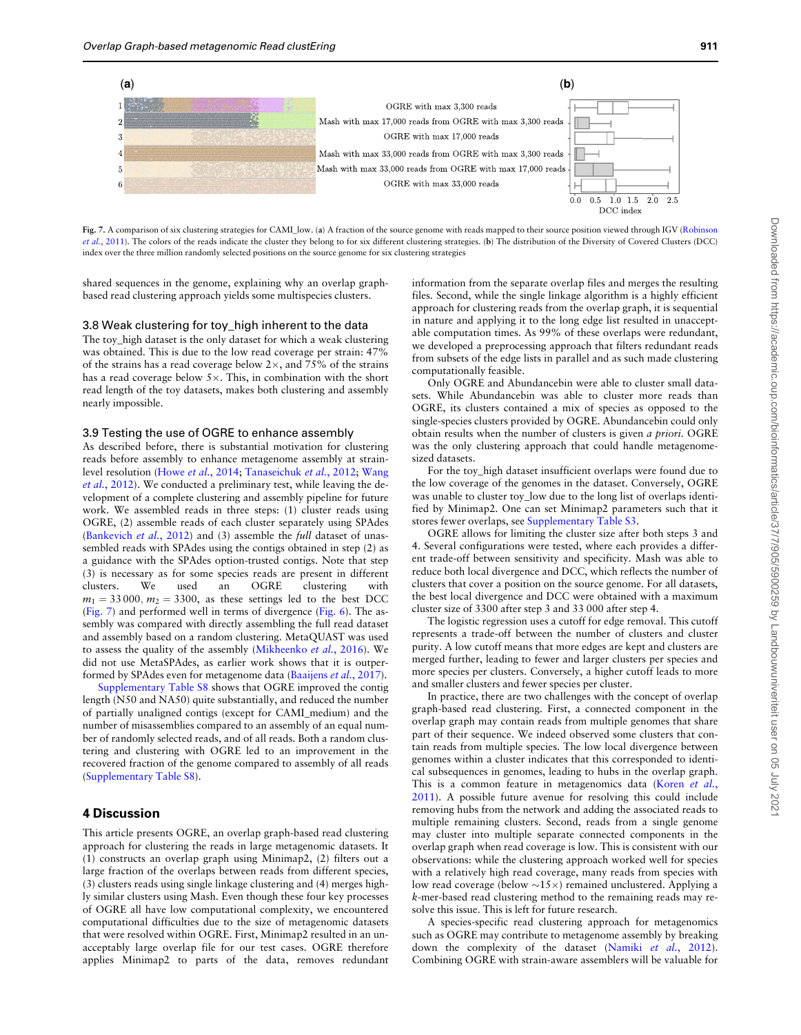(a)

1
2
3
4
5
6

(b)

OGRE with max 3,300 reads
Mash with max 17,000 reads from OGRE with max 3,300 reads
OGRE with max 17,000 reads
Mash with max 33,000 reads from OGRE with max 3,300 reads
Mash with max 33,000 reads from OGRE with max 17,000 reads
OGRE with max 33,000 reads

0.0 0.5 1.0 1.5 2.0 2.5
DCC index

**Fig. 7.** A comparison of six clustering strategies for CAMI_low. (**a**) A fraction of the source genome with reads mapped to their source position viewed through IGV (Robinson *et al.*, 2011). The colors of the reads indicate the cluster they belong to for six different clustering strategies. (**b**) The distribution of the Diversity of Covered Clusters (DCC) index over the three million randomly selected positions on the source genome for six clustering strategies

shared sequences in the genome, explaining why an overlap graph-based read clustering approach yields some multispecies clusters.

### 3.8 Weak clustering for toy_high inherent to the data

The toy_high dataset is the only dataset for which a weak clustering was obtained. This is due to the low read coverage per strain: 47% of the strains has a read coverage below 2×, and 75% of the strains has a read coverage below 5×. This, in combination with the short read length of the toy datasets, makes both clustering and assembly nearly impossible.

### 3.9 Testing the use of OGRE to enhance assembly

As described before, there is substantial motivation for clustering reads before assembly to enhance metagenome assembly at strain-level resolution (Howe *et al.*, 2014; Tanaseichuk *et al.*, 2012; Wang *et al.*, 2012). We conducted a preliminary test, while leaving the development of a complete clustering and assembly pipeline for future work. We assembled reads in three steps: (1) cluster reads using OGRE, (2) assemble reads of each cluster separately using SPAdes (Bankevich *et al.*, 2012) and (3) assemble the *full* dataset of unassembled reads with SPAdes using the contigs obtained in step (2) as a guidance with the SPAdes option-trusted contigs. Note that step (3) is necessary as for some species reads are present in different clusters. We used OGRE clustering with $m_1 = 33\,000$, $m_2 = 3300$, as these settings led to the best DCC (Fig. 7) and performed well in terms of divergence (Fig. 6). The assembly was compared with directly assembling the full read dataset and assembly based on a random clustering. MetaQUAST was used to assess the quality of the assembly (Mikheenko *et al.*, 2016). We did not use MetaSPAdes, as earlier work shows that it is outperformed by SPAdes even for metagenome data (Baaijens *et al.*, 2017).

Supplementary Table S8 shows that OGRE improved the contig length (N50 and NA50) quite substantially, and reduced the number of partially unaligned contigs (except for CAMI_medium) and the number of misassemblies compared to an assembly of an equal number of randomly selected reads, and of all reads. Both a random clustering and clustering with OGRE led to an improvement in the recovered fraction of the genome compared to assembly of all reads (Supplementary Table S8).

## 4 Discussion

This article presents OGRE, an overlap graph-based read clustering approach for clustering the reads in large metagenomic datasets. It (1) constructs an overlap graph using Minimap2, (2) filters out a large fraction of the overlaps between reads from different species, (3) clusters reads using single linkage clustering and (4) merges highly similar clusters using Mash. Even though these four key processes of OGRE all have low computational complexity, we encountered computational difficulties due to the size of metagenomic datasets that were resolved within OGRE. First, Minimap2 resulted in an unacceptably large overlap file for our test cases. OGRE therefore applies Minimap2 to parts of the data, removes redundant information from the separate overlap files and merges the resulting files. Second, while the single linkage algorithm is a highly efficient approach for clustering reads from the overlap graph, it is sequential in nature and applying it to the long edge list resulted in unacceptable computation times. As 99% of these overlaps were redundant, we developed a preprocessing approach that filters redundant reads from subsets of the edge lists in parallel and as such made clustering computationally feasible.

Only OGRE and Abundancebin were able to cluster small datasets. While Abundancebin was able to cluster more reads than OGRE, its clusters contained a mix of species as opposed to the single-species clusters provided by OGRE. Abundancebin could only obtain results when the number of clusters is given *a priori*. OGRE was the only clustering approach that could handle metagenome-sized datasets.

For the toy_high dataset insufficient overlaps were found due to the low coverage of the genomes in the dataset. Conversely, OGRE was unable to cluster toy_low due to the long list of overlaps identified by Minimap2. One can set Minimap2 parameters such that it stores fewer overlaps, see Supplementary Table S3.

OGRE allows for limiting the cluster size after both steps 3 and 4. Several configurations were tested, where each provides a different trade-off between sensitivity and specificity. Mash was able to reduce both local divergence and DCC, which reflects the number of clusters that cover a position on the source genome. For all datasets, the best local divergence and DCC were obtained with a maximum cluster size of 3300 after step 3 and 33 000 after step 4.

The logistic regression uses a cutoff for edge removal. This cutoff represents a trade-off between the number of clusters and cluster purity. A low cutoff means that more edges are kept and clusters are merged further, leading to fewer and larger clusters per species and more species per clusters. Conversely, a higher cutoff leads to more and smaller clusters and fewer species per cluster.

In practice, there are two challenges with the concept of overlap graph-based read clustering. First, a connected component in the overlap graph may contain reads from multiple genomes that share part of their sequence. We indeed observed some clusters that contain reads from multiple species. The low local divergence between genomes within a cluster indicates that this corresponded to identical subsequences in genomes, leading to hubs in the overlap graph. This is a common feature in metagenomics data (Koren *et al.*, 2011). A possible future avenue for resolving this could include removing hubs from the network and adding the associated reads to multiple remaining clusters. Second, reads from a single genome may cluster into multiple separate connected components in the overlap graph when read coverage is low. This is consistent with our observations: while the clustering approach worked well for species with a relatively high read coverage, many reads from species with low read coverage (below ∼15×) remained unclustered. Applying a *k*-mer-based read clustering method to the remaining reads may resolve this issue. This is left for future research.

A species-specific read clustering approach for metagenomics such as OGRE may contribute to metagenome assembly by breaking down the complexity of the dataset (Namiki *et al.*, 2012). Combining OGRE with strain-aware assemblers will be valuable for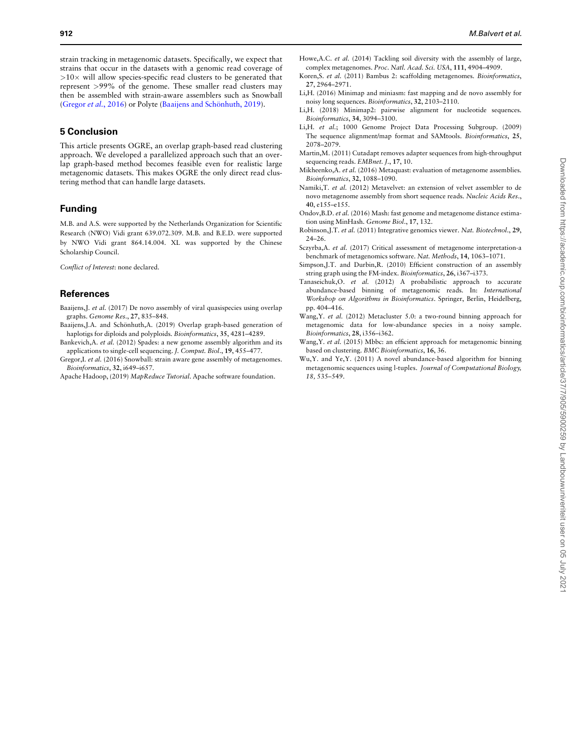strain tracking in metagenomic datasets. Specifically, we expect that strains that occur in the datasets with a genomic read coverage of $>10\times$ will allow species-specific read clusters to be generated that represent >99% of the genome. These smaller read clusters may then be assembled with strain-aware assemblers such as Snowball (Gregor *et al.*, 2016) or Polyte (Baaijens and Schönhuth, 2019).

## 5 Conclusion

This article presents OGRE, an overlap graph-based read clustering approach. We developed a parallelized approach such that an overlap graph-based method becomes feasible even for realistic large metagenomic datasets. This makes OGRE the only direct read clustering method that can handle large datasets.

## Funding

M.B. and A.S. were supported by the Netherlands Organization for Scientific Research (NWO) Vidi grant 639.072.309. M.B. and B.E.D. were supported by NWO Vidi grant 864.14.004. XL was supported by the Chinese Scholarship Council.

*Conflict of Interest*: none declared.

## References

Baaijens,J. *et al.* (2017) De novo assembly of viral quasispecies using overlap graphs. *Genome Res.*, **27**, 835–848.

Baaijens,J.A. and Schönhuth,A. (2019) Overlap graph-based generation of haplotigs for diploids and polyploids. *Bioinformatics*, **35**, 4281–4289.

Bankevich,A. *et al.* (2012) Spades: a new genome assembly algorithm and its applications to single-cell sequencing. *J. Comput. Biol.*, **19**, 455–477.

Gregor,I. *et al.* (2016) Snowball: strain aware gene assembly of metagenomes. *Bioinformatics*, **32**, i649–i657.

Apache Hadoop, (2019) *MapReduce Tutorial*. Apache software foundation.

Howe,A.C. *et al.* (2014) Tackling soil diversity with the assembly of large, complex metagenomes. *Proc. Natl. Acad. Sci. USA*, **111**, 4904–4909.

Koren,S. *et al.* (2011) Bambus 2: scaffolding metagenomes. *Bioinformatics*, **27**, 2964–2971.

Li,H. (2016) Minimap and miniasm: fast mapping and de novo assembly for noisy long sequences. *Bioinformatics*, **32**, 2103–2110.

Li,H. (2018) Minimap2: pairwise alignment for nucleotide sequences. *Bioinformatics*, **34**, 3094–3100.

Li,H. *et al.*; 1000 Genome Project Data Processing Subgroup. (2009) The sequence alignment/map format and SAMtools. *Bioinformatics*, **25**, 2078–2079.

Martin,M. (2011) Cutadapt removes adapter sequences from high-throughput sequencing reads. *EMBnet. J.*, **17**, 10.

Mikheenko,A. *et al.* (2016) Metaquast: evaluation of metagenome assemblies. *Bioinformatics*, **32**, 1088–1090.

Namiki,T. *et al.* (2012) Metavelvet: an extension of velvet assembler to de novo metagenome assembly from short sequence reads. *Nucleic Acids Res.*, **40**, e155–e155.

Ondov,B.D. *et al.* (2016) Mash: fast genome and metagenome distance estimation using MinHash. *Genome Biol.*, **17**, 132.

Robinson,J.T. *et al.* (2011) Integrative genomics viewer. *Nat. Biotechnol.*, **29**, 24–26.

Sczyrba,A. *et al.* (2017) Critical assessment of metagenome interpretation-a benchmark of metagenomics software. *Nat. Methods*, **14**, 1063–1071.

Simpson,J.T. and Durbin,R. (2010) Efficient construction of an assembly string graph using the FM-index. *Bioinformatics*, **26**, i367–i373.

Tanaseichuk,O. *et al.* (2012) A probabilistic approach to accurate abundance-based binning of metagenomic reads. In: *International Workshop on Algorithms in Bioinformatics*. Springer, Berlin, Heidelberg, pp. 404–416.

Wang,Y. *et al.* (2012) Metacluster 5.0: a two-round binning approach for metagenomic data for low-abundance species in a noisy sample. *Bioinformatics*, **28**, i356–i362.

Wang,Y. *et al.* (2015) Mbbc: an efficient approach for metagenomic binning based on clustering. *BMC Bioinformatics*, **16**, 36.

Wu,Y. and Ye,Y. (2011) A novel abundance-based algorithm for binning metagenomic sequences using l-tuples. *Journal of Computational Biology, 18, 535–549.*